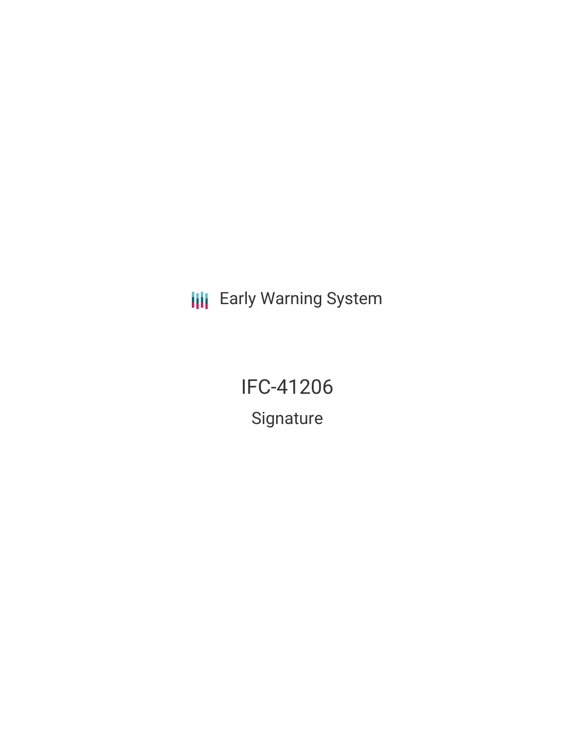Early Warning System

# IFC-41206

## Signature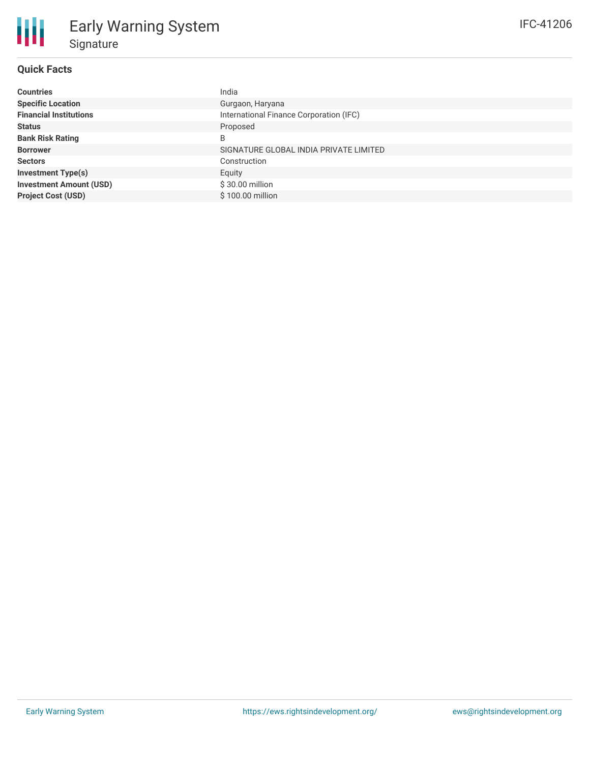# Early Warning System

## Signature

IFC-41206

### Quick Facts

| | |
|---|---|
| **Countries** | India |
| **Specific Location** | Gurgaon, Haryana |
| **Financial Institutions** | International Finance Corporation (IFC) |
| **Status** | Proposed |
| **Bank Risk Rating** | B |
| **Borrower** | SIGNATURE GLOBAL INDIA PRIVATE LIMITED |
| **Sectors** | Construction |
| **Investment Type(s)** | Equity |
| **Investment Amount (USD)** | $ 30.00 million |
| **Project Cost (USD)** | $ 100.00 million |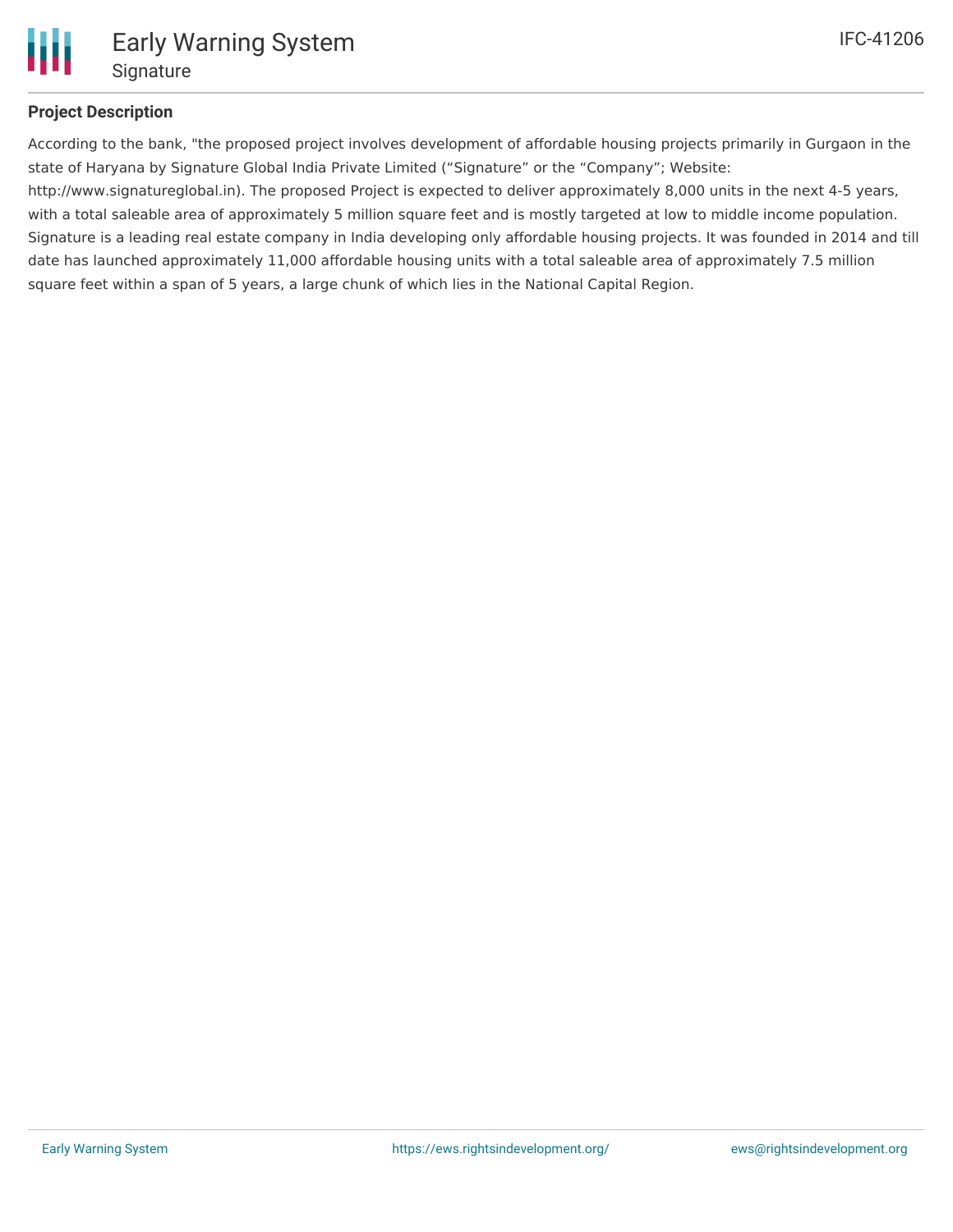## Project Description

According to the bank, "the proposed project involves development of affordable housing projects primarily in Gurgaon in the state of Haryana by Signature Global India Private Limited (“Signature” or the “Company”; Website: http://www.signatureglobal.in). The proposed Project is expected to deliver approximately 8,000 units in the next 4-5 years, with a total saleable area of approximately 5 million square feet and is mostly targeted at low to middle income population. Signature is a leading real estate company in India developing only affordable housing projects. It was founded in 2014 and till date has launched approximately 11,000 affordable housing units with a total saleable area of approximately 7.5 million square feet within a span of 5 years, a large chunk of which lies in the National Capital Region.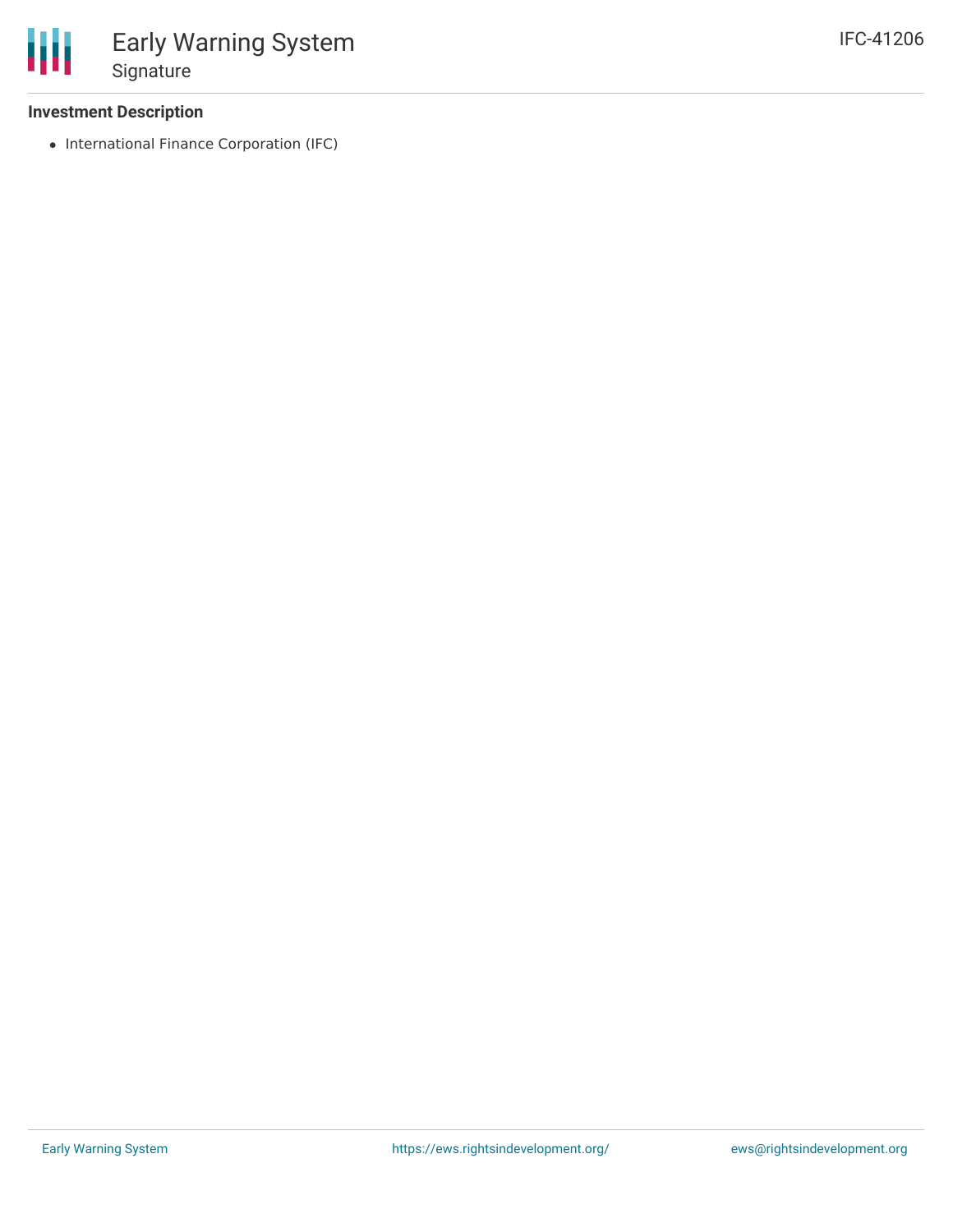**Investment Description**

- International Finance Corporation (IFC)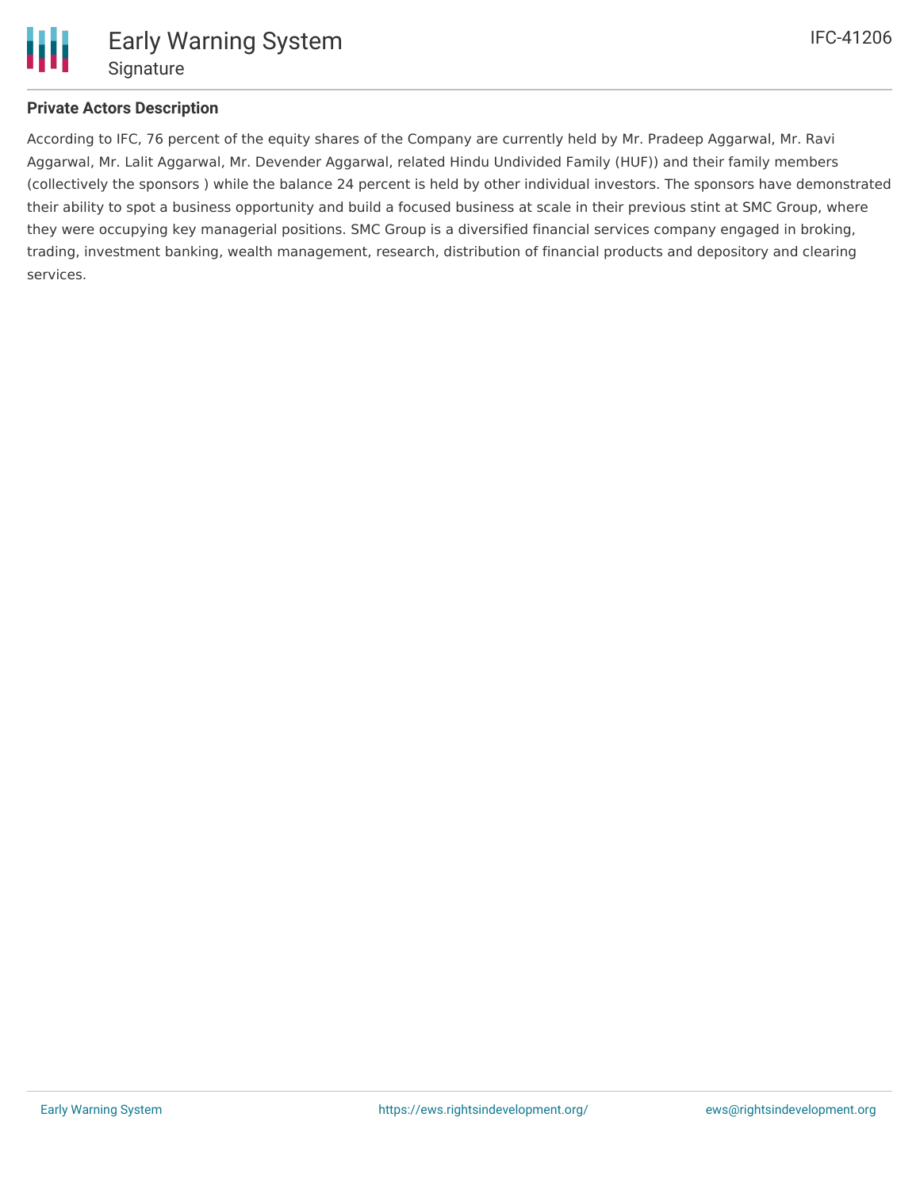**Private Actors Description**

According to IFC, 76 percent of the equity shares of the Company are currently held by Mr. Pradeep Aggarwal, Mr. Ravi Aggarwal, Mr. Lalit Aggarwal, Mr. Devender Aggarwal, related Hindu Undivided Family (HUF)) and their family members (collectively the sponsors ) while the balance 24 percent is held by other individual investors. The sponsors have demonstrated their ability to spot a business opportunity and build a focused business at scale in their previous stint at SMC Group, where they were occupying key managerial positions. SMC Group is a diversified financial services company engaged in broking, trading, investment banking, wealth management, research, distribution of financial products and depository and clearing services.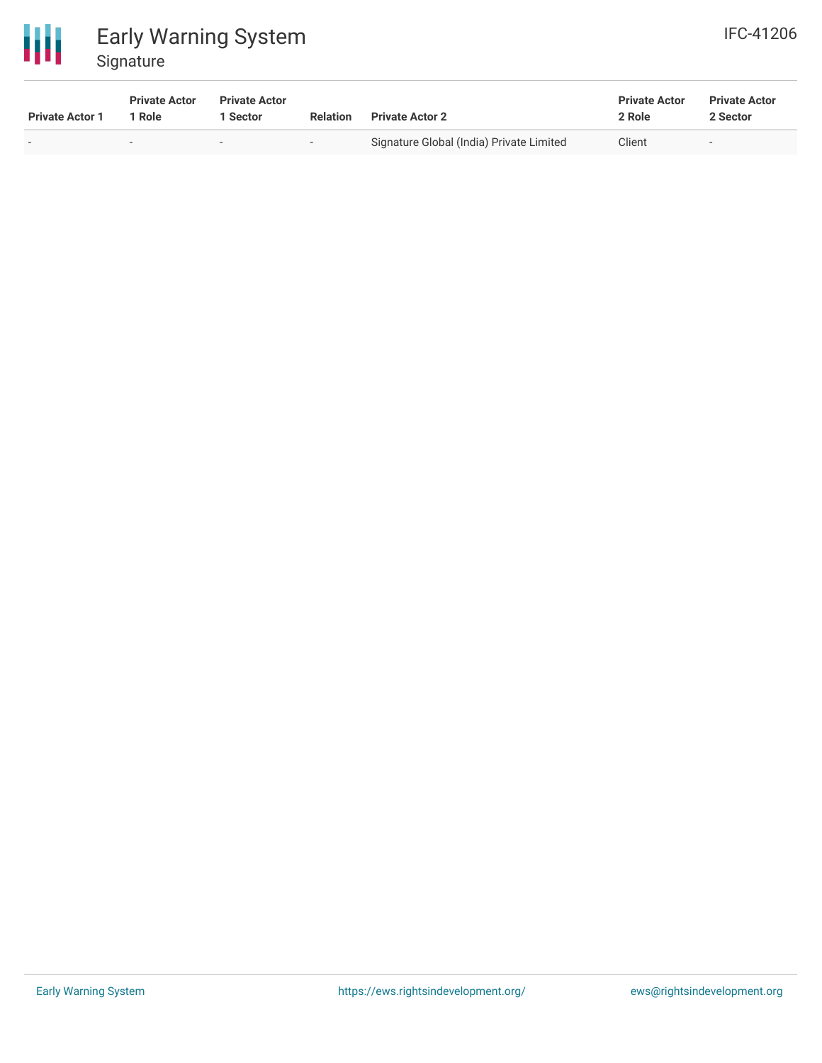| Private Actor 1 | Private Actor 1 Role | Private Actor 1 Sector | Relation | Private Actor 2 | Private Actor 2 Role | Private Actor 2 Sector |
|---|---|---|---|---|---|---|
| - | - | - | - | Signature Global (India) Private Limited | Client | - |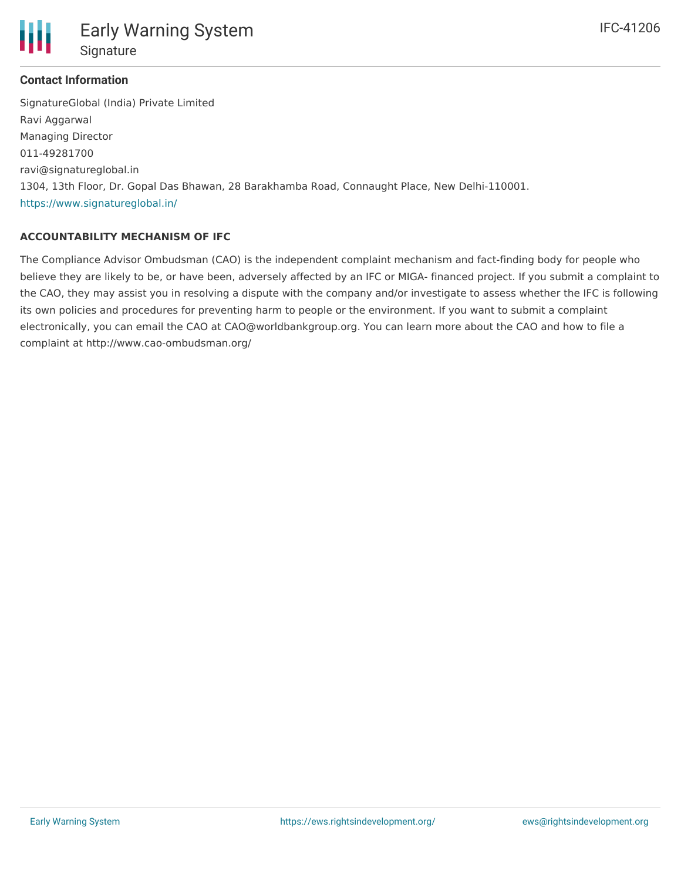**Contact Information**

SignatureGlobal (India) Private Limited
Ravi Aggarwal
Managing Director
011-49281700
ravi@signatureglobal.in
1304, 13th Floor, Dr. Gopal Das Bhawan, 28 Barakhamba Road, Connaught Place, New Delhi-110001.
https://www.signatureglobal.in/

**ACCOUNTABILITY MECHANISM OF IFC**

The Compliance Advisor Ombudsman (CAO) is the independent complaint mechanism and fact-finding body for people who believe they are likely to be, or have been, adversely affected by an IFC or MIGA- financed project. If you submit a complaint to the CAO, they may assist you in resolving a dispute with the company and/or investigate to assess whether the IFC is following its own policies and procedures for preventing harm to people or the environment. If you want to submit a complaint electronically, you can email the CAO at CAO@worldbankgroup.org. You can learn more about the CAO and how to file a complaint at http://www.cao-ombudsman.org/